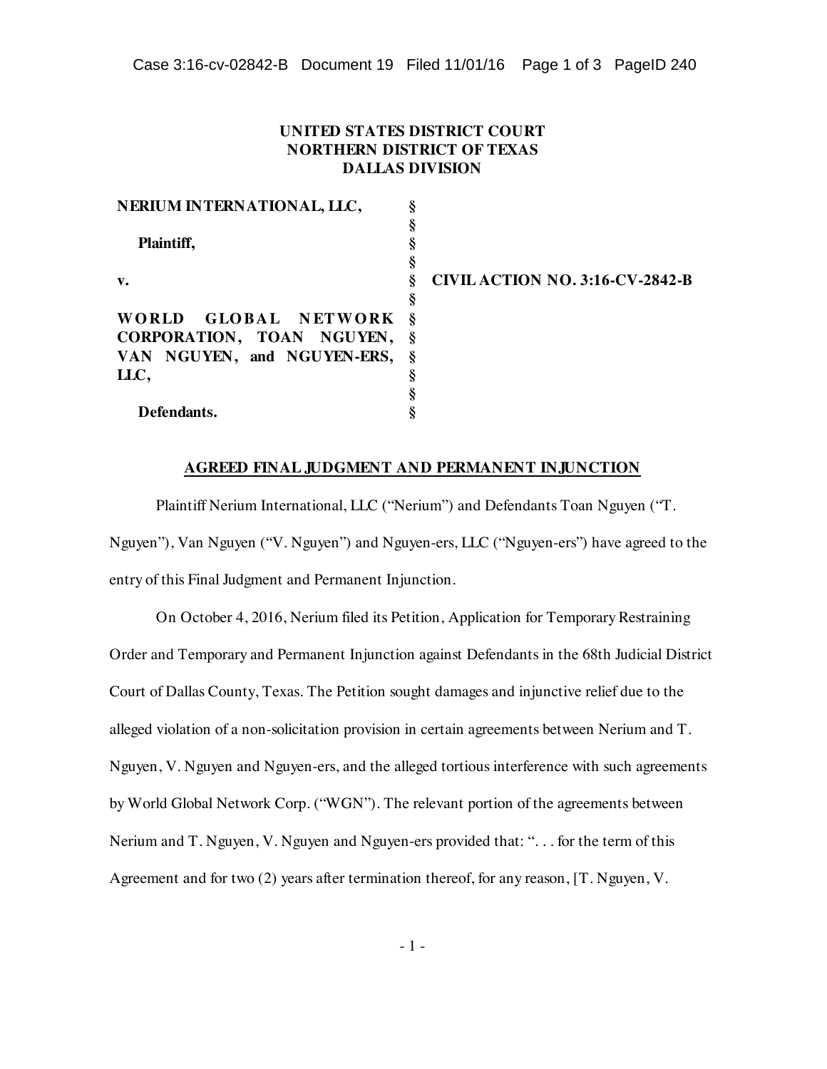**UNITED STATES DISTRICT COURT**
**NORTHERN DISTRICT OF TEXAS**
**DALLAS DIVISION**

| | | |
|---|---|---|
| **NERIUM INTERNATIONAL, LLC,** | § | |
| | § | |
| **Plaintiff,** | § | |
| | § | |
| **v.** | § | **CIVIL ACTION NO. 3:16-CV-2842-B** |
| | § | |
| **WORLD GLOBAL NETWORK CORPORATION, TOAN NGUYEN, VAN NGUYEN, and NGUYEN-ERS, LLC,** | § | |
| | § | |
| **Defendants.** | § | |

**AGREED FINAL JUDGMENT AND PERMANENT INJUNCTION**

Plaintiff Nerium International, LLC ("Nerium") and Defendants Toan Nguyen ("T. Nguyen"), Van Nguyen ("V. Nguyen") and Nguyen-ers, LLC ("Nguyen-ers") have agreed to the entry of this Final Judgment and Permanent Injunction.

On October 4, 2016, Nerium filed its Petition, Application for Temporary Restraining Order and Temporary and Permanent Injunction against Defendants in the 68th Judicial District Court of Dallas County, Texas. The Petition sought damages and injunctive relief due to the alleged violation of a non-solicitation provision in certain agreements between Nerium and T. Nguyen, V. Nguyen and Nguyen-ers, and the alleged tortious interference with such agreements by World Global Network Corp. ("WGN"). The relevant portion of the agreements between Nerium and T. Nguyen, V. Nguyen and Nguyen-ers provided that: ". . . for the term of this Agreement and for two (2) years after termination thereof, for any reason, [T. Nguyen, V.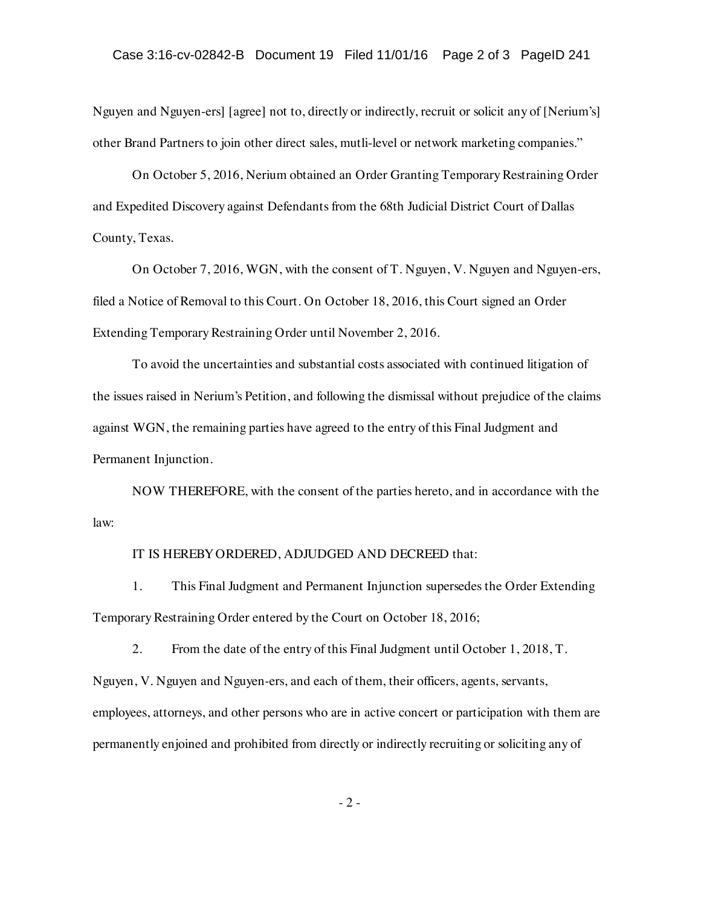Nguyen and Nguyen-ers] [agree] not to, directly or indirectly, recruit or solicit any of [Nerium's] other Brand Partners to join other direct sales, mutli-level or network marketing companies."

On October 5, 2016, Nerium obtained an Order Granting Temporary Restraining Order and Expedited Discovery against Defendants from the 68th Judicial District Court of Dallas County, Texas.

On October 7, 2016, WGN, with the consent of T. Nguyen, V. Nguyen and Nguyen-ers, filed a Notice of Removal to this Court. On October 18, 2016, this Court signed an Order Extending Temporary Restraining Order until November 2, 2016.

To avoid the uncertainties and substantial costs associated with continued litigation of the issues raised in Nerium's Petition, and following the dismissal without prejudice of the claims against WGN, the remaining parties have agreed to the entry of this Final Judgment and Permanent Injunction.

NOW THEREFORE, with the consent of the parties hereto, and in accordance with the law:

IT IS HEREBY ORDERED, ADJUDGED AND DECREED that:

1. This Final Judgment and Permanent Injunction supersedes the Order Extending Temporary Restraining Order entered by the Court on October 18, 2016;

2. From the date of the entry of this Final Judgment until October 1, 2018, T. Nguyen, V. Nguyen and Nguyen-ers, and each of them, their officers, agents, servants, employees, attorneys, and other persons who are in active concert or participation with them are permanently enjoined and prohibited from directly or indirectly recruiting or soliciting any of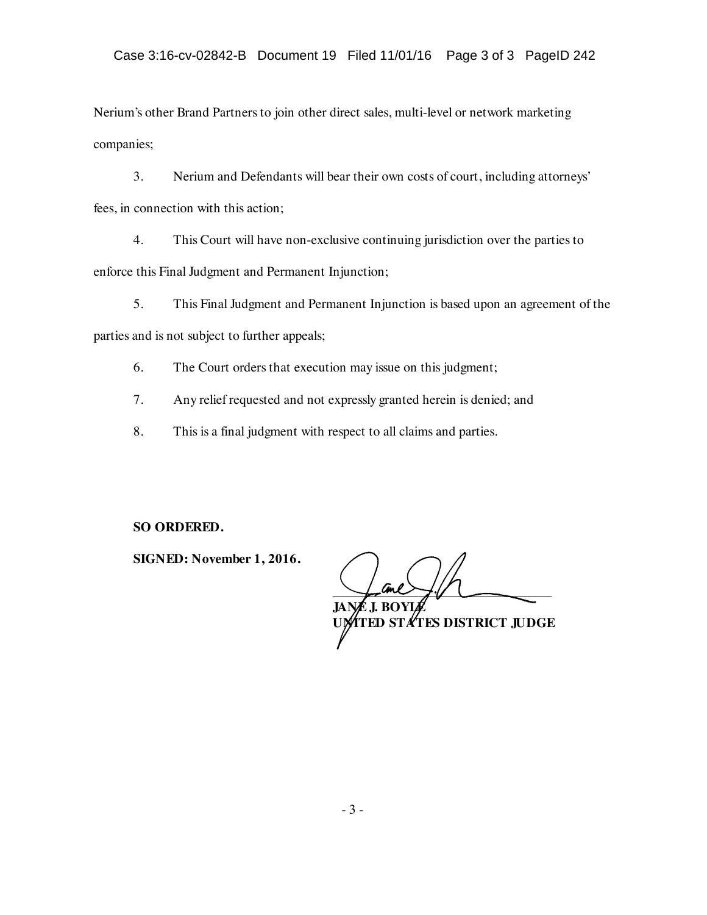Nerium's other Brand Partners to join other direct sales, multi-level or network marketing companies;

3. Nerium and Defendants will bear their own costs of court, including attorneys' fees, in connection with this action;

4. This Court will have non-exclusive continuing jurisdiction over the parties to enforce this Final Judgment and Permanent Injunction;

5. This Final Judgment and Permanent Injunction is based upon an agreement of the parties and is not subject to further appeals;

6. The Court orders that execution may issue on this judgment;

7. Any relief requested and not expressly granted herein is denied; and

8. This is a final judgment with respect to all claims and parties.

**SO ORDERED.**

**SIGNED: November 1, 2016.**

**JANE J. BOYLE**
**UNITED STATES DISTRICT JUDGE**